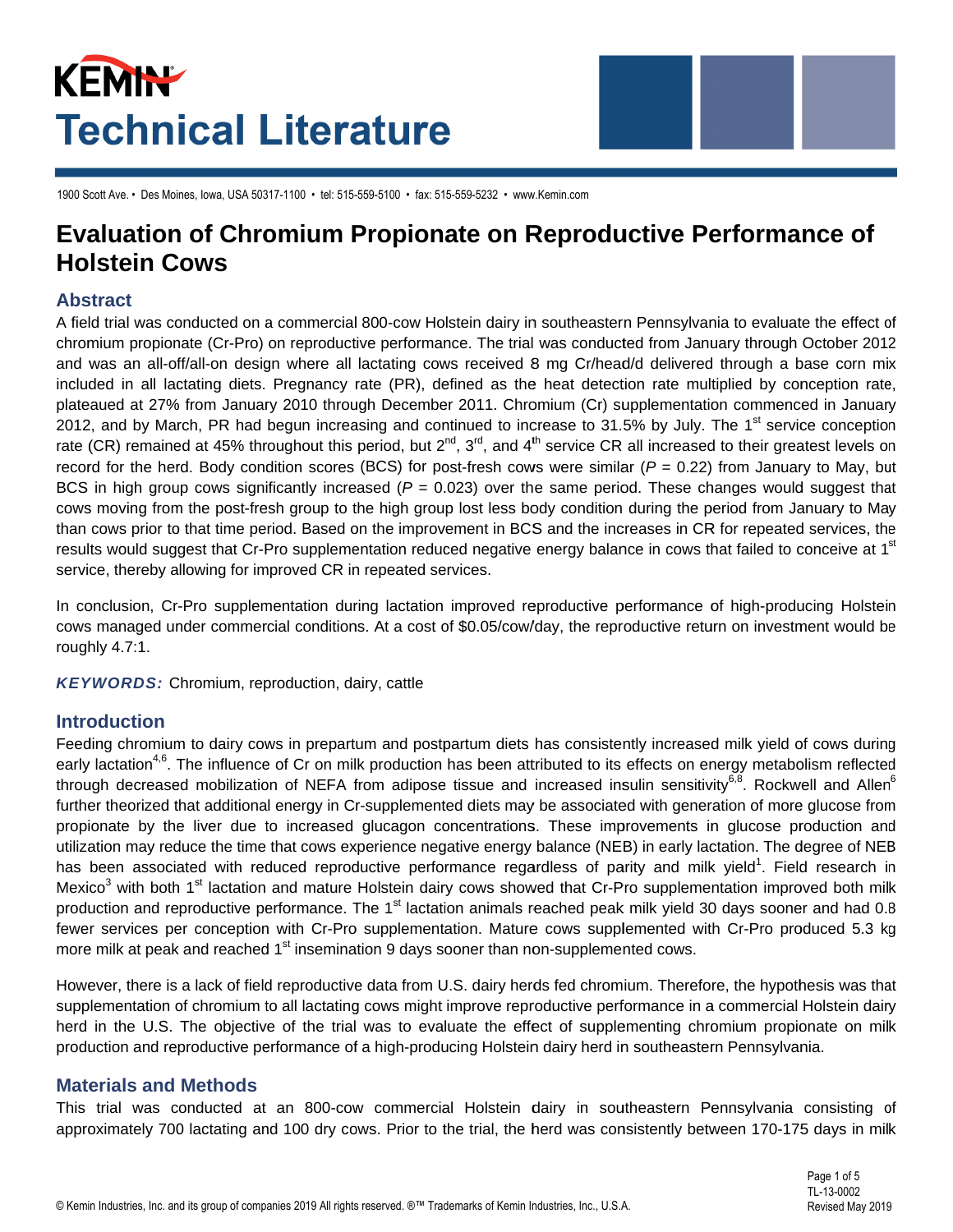# Kemin Technical Literature

1900 Scott Ave. • Des Moines, Iowa, USA 50317-1100 • tel: 515-559-5100 • fax: 515-559-5232 • www.Kemin.com

# Evaluation of Chromium Propionate on Reproductive Performance of Holstein Cows

## Abstract

A field trial was conducted on a commercial 800-cow Holstein dairy in southeastern Pennsylvania to evaluate the effect of chromium propionate (Cr-Pro) on reproductive performance. The trial was conducted from January through October 2012 and was an all-off/all-on design where all lactating cows received 8 mg Cr/head/d delivered through a base corn mix included in all lactating diets. Pregnancy rate (PR), defined as the heat detection rate multiplied by conception rate, plateaued at 27% from January 2010 through December 2011. Chromium (Cr) supplementation commenced in January 2012, and by March, PR had begun increasing and continued to increase to 31.5% by July. The 1st service conception rate (CR) remained at 45% throughout this period, but 2nd, 3rd, and 4th service CR all increased to their greatest levels on record for the herd. Body condition scores (BCS) for post-fresh cows were similar ($P$ = 0.22) from January to May, but BCS in high group cows significantly increased ($P$ = 0.023) over the same period. These changes would suggest that cows moving from the post-fresh group to the high group lost less body condition during the period from January to May than cows prior to that time period. Based on the improvement in BCS and the increases in CR for repeated services, the results would suggest that Cr-Pro supplementation reduced negative energy balance in cows that failed to conceive at 1st service, thereby allowing for improved CR in repeated services.

In conclusion, Cr-Pro supplementation during lactation improved reproductive performance of high-producing Holstein cows managed under commercial conditions. At a cost of \$0.05/cow/day, the reproductive return on investment would be roughly 4.7:1.

***KEYWORDS:*** Chromium, reproduction, dairy, cattle

## Introduction

Feeding chromium to dairy cows in prepartum and postpartum diets has consistently increased milk yield of cows during early lactation[4,6]. The influence of Cr on milk production has been attributed to its effects on energy metabolism reflected through decreased mobilization of NEFA from adipose tissue and increased insulin sensitivity[6,8]. Rockwell and Allen[6] further theorized that additional energy in Cr-supplemented diets may be associated with generation of more glucose from propionate by the liver due to increased glucagon concentrations. These improvements in glucose production and utilization may reduce the time that cows experience negative energy balance (NEB) in early lactation. The degree of NEB has been associated with reduced reproductive performance regardless of parity and milk yield[1]. Field research in Mexico[3] with both 1st lactation and mature Holstein dairy cows showed that Cr-Pro supplementation improved both milk production and reproductive performance. The 1st lactation animals reached peak milk yield 30 days sooner and had 0.8 fewer services per conception with Cr-Pro supplementation. Mature cows supplemented with Cr-Pro produced 5.3 kg more milk at peak and reached 1st insemination 9 days sooner than non-supplemented cows.

However, there is a lack of field reproductive data from U.S. dairy herds fed chromium. Therefore, the hypothesis was that supplementation of chromium to all lactating cows might improve reproductive performance in a commercial Holstein dairy herd in the U.S. The objective of the trial was to evaluate the effect of supplementing chromium propionate on milk production and reproductive performance of a high-producing Holstein dairy herd in southeastern Pennsylvania.

## Materials and Methods

This trial was conducted at an 800-cow commercial Holstein dairy in southeastern Pennsylvania consisting of approximately 700 lactating and 100 dry cows. Prior to the trial, the herd was consistently between 170-175 days in milk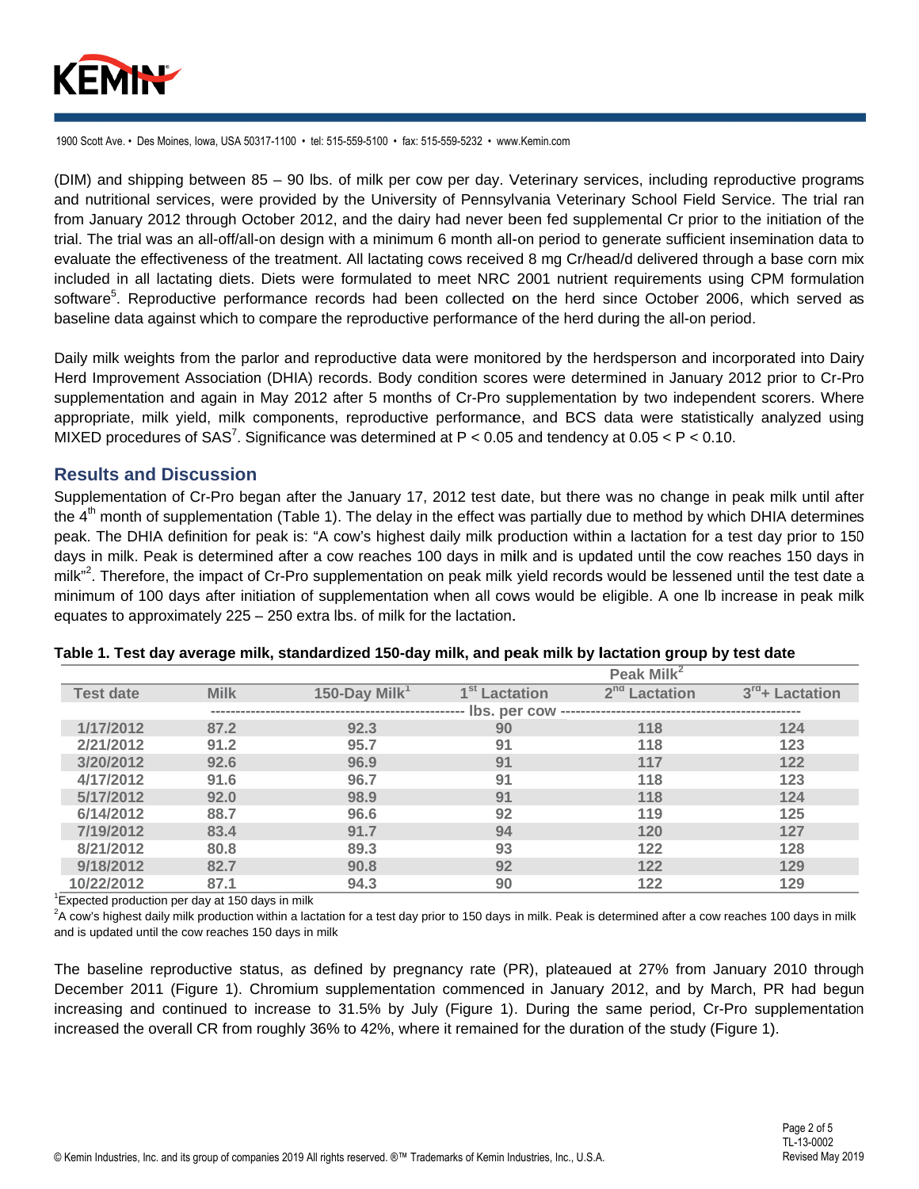(DIM) and shipping between 85 – 90 lbs. of milk per cow per day. Veterinary services, including reproductive programs and nutritional services, were provided by the University of Pennsylvania Veterinary School Field Service. The trial ran from January 2012 through October 2012, and the dairy had never been fed supplemental Cr prior to the initiation of the trial. The trial was an all-off/all-on design with a minimum 6 month all-on period to generate sufficient insemination data to evaluate the effectiveness of the treatment. All lactating cows received 8 mg Cr/head/d delivered through a base corn mix included in all lactating diets. Diets were formulated to meet NRC 2001 nutrient requirements using CPM formulation software[5]. Reproductive performance records had been collected on the herd since October 2006, which served as baseline data against which to compare the reproductive performance of the herd during the all-on period.

Daily milk weights from the parlor and reproductive data were monitored by the herdsperson and incorporated into Dairy Herd Improvement Association (DHIA) records. Body condition scores were determined in January 2012 prior to Cr-Pro supplementation and again in May 2012 after 5 months of Cr-Pro supplementation by two independent scorers. Where appropriate, milk yield, milk components, reproductive performance, and BCS data were statistically analyzed using MIXED procedures of SAS[7]. Significance was determined at $P < 0.05$ and tendency at $0.05 < P < 0.10$.

## Results and Discussion

Supplementation of Cr-Pro began after the January 17, 2012 test date, but there was no change in peak milk until after the 4th month of supplementation (Table 1). The delay in the effect was partially due to method by which DHIA determines peak. The DHIA definition for peak is: "A cow's highest daily milk production within a lactation for a test day prior to 150 days in milk. Peak is determined after a cow reaches 100 days in milk and is updated until the cow reaches 150 days in milk"[2]. Therefore, the impact of Cr-Pro supplementation on peak milk yield records would be lessened until the test date a minimum of 100 days after initiation of supplementation when all cows would be eligible. A one lb increase in peak milk equates to approximately 225 – 250 extra lbs. of milk for the lactation.

**Table 1. Test day average milk, standardized 150-day milk, and peak milk by lactation group by test date**

| | | | Peak Milk[2] | | |
|---|---|---|---|---|---|
| Test date | Milk | 150-Day Milk[1] | 1st Lactation | 2nd Lactation | 3rd+ Lactation |
| | lbs. per cow | | | | |
| 1/17/2012 | 87.2 | 92.3 | 90 | 118 | 124 |
| 2/21/2012 | 91.2 | 95.7 | 91 | 118 | 123 |
| 3/20/2012 | 92.6 | 96.9 | 91 | 117 | 122 |
| 4/17/2012 | 91.6 | 96.7 | 91 | 118 | 123 |
| 5/17/2012 | 92.0 | 98.9 | 91 | 118 | 124 |
| 6/14/2012 | 88.7 | 96.6 | 92 | 119 | 125 |
| 7/19/2012 | 83.4 | 91.7 | 94 | 120 | 127 |
| 8/21/2012 | 80.8 | 89.3 | 93 | 122 | 128 |
| 9/18/2012 | 82.7 | 90.8 | 92 | 122 | 129 |
| 10/22/2012 | 87.1 | 94.3 | 90 | 122 | 129 |

[1]Expected production per day at 150 days in milk

[2]A cow's highest daily milk production within a lactation for a test day prior to 150 days in milk. Peak is determined after a cow reaches 100 days in milk and is updated until the cow reaches 150 days in milk

The baseline reproductive status, as defined by pregnancy rate (PR), plateaued at 27% from January 2010 through December 2011 (Figure 1). Chromium supplementation commenced in January 2012, and by March, PR had begun increasing and continued to increase to 31.5% by July (Figure 1). During the same period, Cr-Pro supplementation increased the overall CR from roughly 36% to 42%, where it remained for the duration of the study (Figure 1).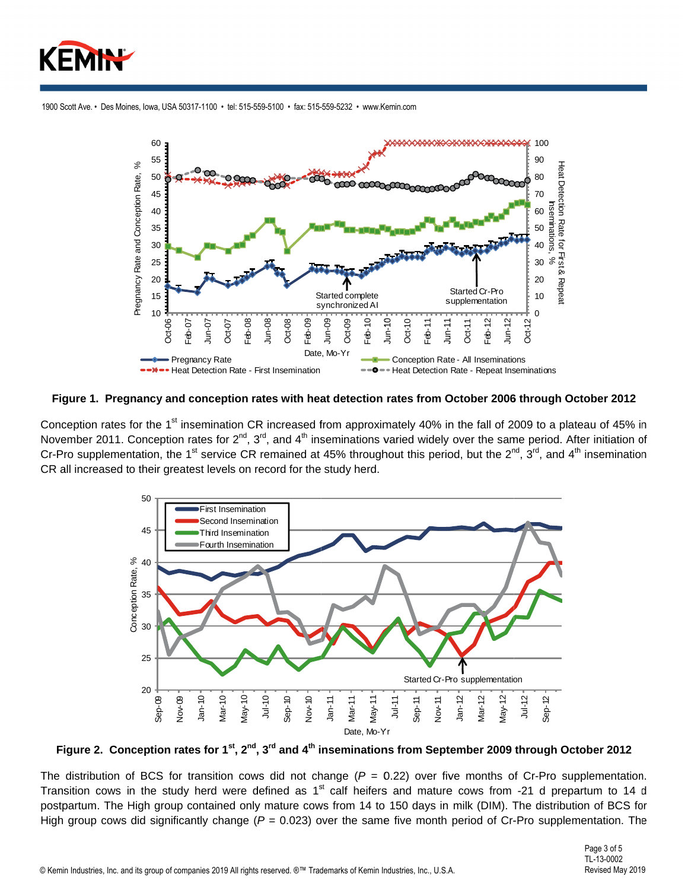**Figure 1. Pregnancy and conception rates with heat detection rates from October 2006 through October 2012**

Conception rates for the 1st insemination CR increased from approximately 40% in the fall of 2009 to a plateau of 45% in November 2011. Conception rates for 2nd, 3rd, and 4th inseminations varied widely over the same period. After initiation of Cr-Pro supplementation, the 1st service CR remained at 45% throughout this period, but the 2nd, 3rd, and 4th insemination CR all increased to their greatest levels on record for the study herd.

**Figure 2. Conception rates for 1st, 2nd, 3rd and 4th inseminations from September 2009 through October 2012**

The distribution of BCS for transition cows did not change ($P$ = 0.22) over five months of Cr-Pro supplementation. Transition cows in the study herd were defined as 1st calf heifers and mature cows from -21 d prepartum to 14 d postpartum. The High group contained only mature cows from 14 to 150 days in milk (DIM). The distribution of BCS for High group cows did significantly change ($P$ = 0.023) over the same five month period of Cr-Pro supplementation. The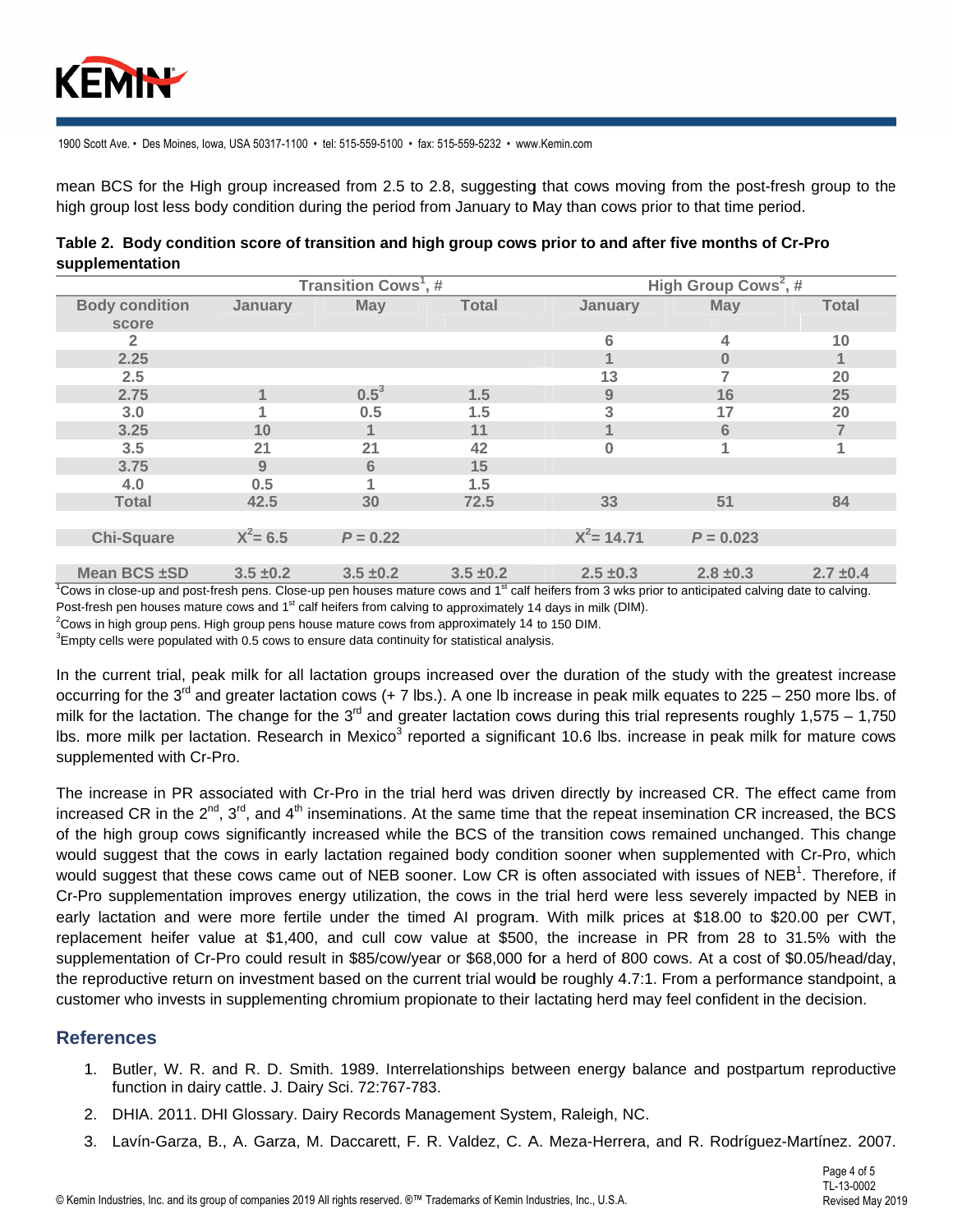mean BCS for the High group increased from 2.5 to 2.8, suggesting that cows moving from the post-fresh group to the high group lost less body condition during the period from January to May than cows prior to that time period.

**Table 2. Body condition score of transition and high group cows prior to and after five months of Cr-Pro supplementation**

| | Transition Cows[1], # | | | High Group Cows[2], # | | |
|---|---|---|---|---|---|---|
| Body condition score | January | May | Total | January | May | Total |
| 2 | | | | 6 | 4 | 10 |
| 2.25 | | | | 1 | 0 | 1 |
| 2.5 | | | | 13 | 7 | 20 |
| 2.75 | 1 | 0.5[3] | 1.5 | 9 | 16 | 25 |
| 3.0 | 1 | 0.5 | 1.5 | 3 | 17 | 20 |
| 3.25 | 10 | 1 | 11 | 1 | 6 | 7 |
| 3.5 | 21 | 21 | 42 | 0 | 1 | 1 |
| 3.75 | 9 | 6 | 15 | | | |
| 4.0 | 0.5 | 1 | 1.5 | | | |
| Total | 42.5 | 30 | 72.5 | 33 | 51 | 84 |
| Chi-Square | $X^2 = 6.5$ | $P = 0.22$ | | $X^2 = 14.71$ | $P = 0.023$ | |
| Mean BCS ±SD | 3.5 ±0.2 | 3.5 ±0.2 | 3.5 ±0.2 | 2.5 ±0.3 | 2.8 ±0.3 | 2.7 ±0.4 |

[1]Cows in close-up and post-fresh pens. Close-up pen houses mature cows and 1st calf heifers from 3 wks prior to anticipated calving date to calving. Post-fresh pen houses mature cows and 1st calf heifers from calving to approximately 14 days in milk (DIM).
[2]Cows in high group pens. High group pens house mature cows from approximately 14 to 150 DIM.
[3]Empty cells were populated with 0.5 cows to ensure data continuity for statistical analysis.

In the current trial, peak milk for all lactation groups increased over the duration of the study with the greatest increase occurring for the 3rd and greater lactation cows (+ 7 lbs.). A one lb increase in peak milk equates to 225 – 250 more lbs. of milk for the lactation. The change for the 3rd and greater lactation cows during this trial represents roughly 1,575 – 1,750 lbs. more milk per lactation. Research in Mexico[3] reported a significant 10.6 lbs. increase in peak milk for mature cows supplemented with Cr-Pro.

The increase in PR associated with Cr-Pro in the trial herd was driven directly by increased CR. The effect came from increased CR in the 2nd, 3rd, and 4th inseminations. At the same time that the repeat insemination CR increased, the BCS of the high group cows significantly increased while the BCS of the transition cows remained unchanged. This change would suggest that the cows in early lactation regained body condition sooner when supplemented with Cr-Pro, which would suggest that these cows came out of NEB sooner. Low CR is often associated with issues of NEB[1]. Therefore, if Cr-Pro supplementation improves energy utilization, the cows in the trial herd were less severely impacted by NEB in early lactation and were more fertile under the timed AI program. With milk prices at $18.00 to $20.00 per CWT, replacement heifer value at $1,400, and cull cow value at $500, the increase in PR from 28 to 31.5% with the supplementation of Cr-Pro could result in $85/cow/year or $68,000 for a herd of 800 cows. At a cost of $0.05/head/day, the reproductive return on investment based on the current trial would be roughly 4.7:1. From a performance standpoint, a customer who invests in supplementing chromium propionate to their lactating herd may feel confident in the decision.

## References

1. Butler, W. R. and R. D. Smith. 1989. Interrelationships between energy balance and postpartum reproductive function in dairy cattle. J. Dairy Sci. 72:767-783.
2. DHIA. 2011. DHI Glossary. Dairy Records Management System, Raleigh, NC.
3. Lavín-Garza, B., A. Garza, M. Daccarett, F. R. Valdez, C. A. Meza-Herrera, and R. Rodríguez-Martínez. 2007.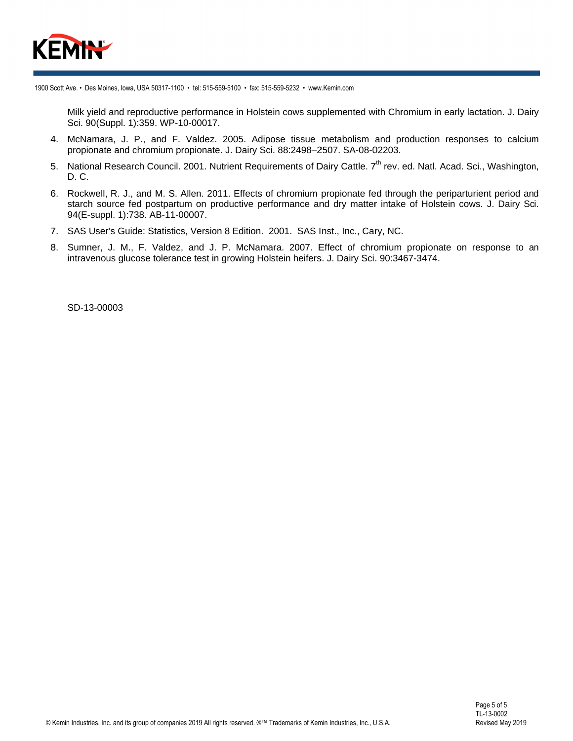Milk yield and reproductive performance in Holstein cows supplemented with Chromium in early lactation. J. Dairy Sci. 90(Suppl. 1):359. WP-10-00017.

4. McNamara, J. P., and F. Valdez. 2005. Adipose tissue metabolism and production responses to calcium propionate and chromium propionate. J. Dairy Sci. 88:2498–2507. SA-08-02203.
5. National Research Council. 2001. Nutrient Requirements of Dairy Cattle. 7th rev. ed. Natl. Acad. Sci., Washington, D. C.
6. Rockwell, R. J., and M. S. Allen. 2011. Effects of chromium propionate fed through the periparturient period and starch source fed postpartum on productive performance and dry matter intake of Holstein cows. J. Dairy Sci. 94(E-suppl. 1):738. AB-11-00007.
7. SAS User's Guide: Statistics, Version 8 Edition. 2001. SAS Inst., Inc., Cary, NC.
8. Sumner, J. M., F. Valdez, and J. P. McNamara. 2007. Effect of chromium propionate on response to an intravenous glucose tolerance test in growing Holstein heifers. J. Dairy Sci. 90:3467-3474.

SD-13-00003

© Kemin Industries, Inc. and its group of companies 2019 All rights reserved. ®™ Trademarks of Kemin Industries, Inc., U.S.A.

TL-13-0002
Revised May 2019